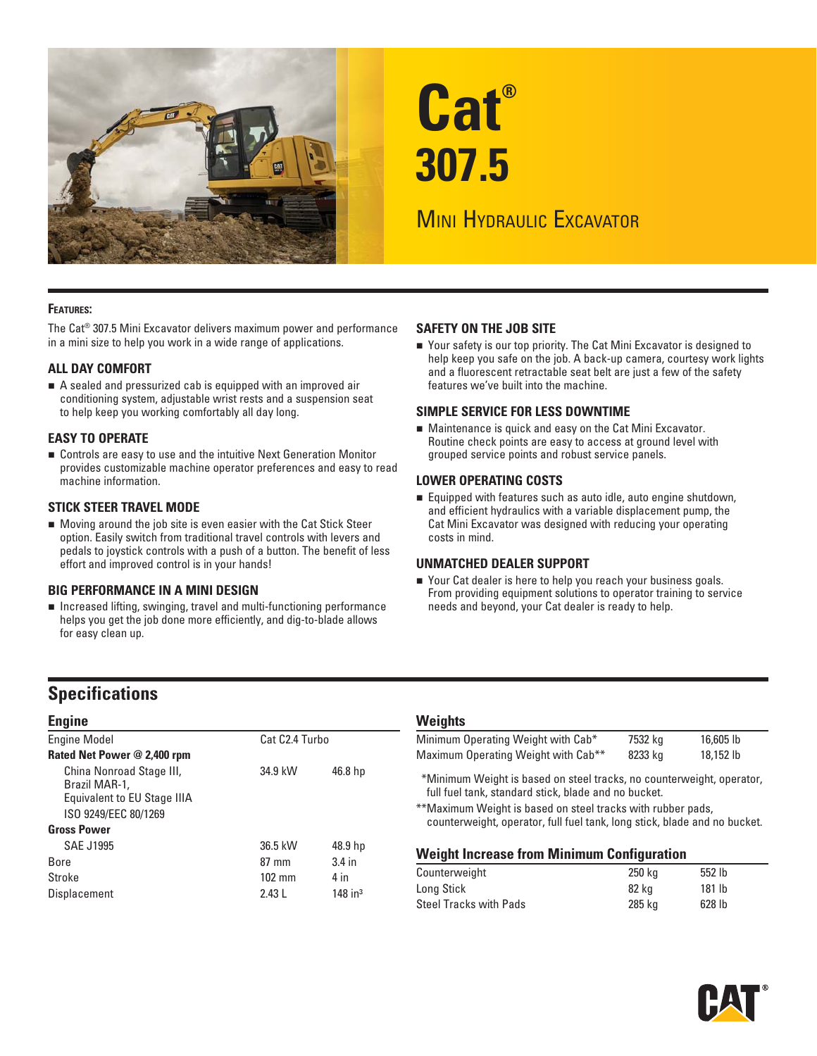# Cat® 307.5

## Mini Hydraulic Excavator

### Features:

The Cat® 307.5 Mini Excavator delivers maximum power and performance in a mini size to help you work in a wide range of applications.

### ALL DAY COMFORT

- A sealed and pressurized cab is equipped with an improved air conditioning system, adjustable wrist rests and a suspension seat to help keep you working comfortably all day long.

### EASY TO OPERATE

- Controls are easy to use and the intuitive Next Generation Monitor provides customizable machine operator preferences and easy to read machine information.

### STICK STEER TRAVEL MODE

- Moving around the job site is even easier with the Cat Stick Steer option. Easily switch from traditional travel controls with levers and pedals to joystick controls with a push of a button. The benefit of less effort and improved control is in your hands!

### BIG PERFORMANCE IN A MINI DESIGN

- Increased lifting, swinging, travel and multi-functioning performance helps you get the job done more efficiently, and dig-to-blade allows for easy clean up.

### SAFETY ON THE JOB SITE

- Your safety is our top priority. The Cat Mini Excavator is designed to help keep you safe on the job. A back-up camera, courtesy work lights and a fluorescent retractable seat belt are just a few of the safety features we've built into the machine.

### SIMPLE SERVICE FOR LESS DOWNTIME

- Maintenance is quick and easy on the Cat Mini Excavator. Routine check points are easy to access at ground level with grouped service points and robust service panels.

### LOWER OPERATING COSTS

- Equipped with features such as auto idle, auto engine shutdown, and efficient hydraulics with a variable displacement pump, the Cat Mini Excavator was designed with reducing your operating costs in mind.

### UNMATCHED DEALER SUPPORT

- Your Cat dealer is here to help you reach your business goals. From providing equipment solutions to operator training to service needs and beyond, your Cat dealer is ready to help.

## Specifications

### Engine

| Engine Model | Cat C2.4 Turbo | |
|---|---|---|
| **Rated Net Power @ 2,400 rpm** | | |
| China Nonroad Stage III, Brazil MAR-1, Equivalent to EU Stage IIIA | 34.9 kW | 46.8 hp |
| ISO 9249/EEC 80/1269 | | |
| **Gross Power** | | |
| SAE J1995 | 36.5 kW | 48.9 hp |
| Bore | 87 mm | 3.4 in |
| Stroke | 102 mm | 4 in |
| Displacement | 2.43 L | 148 in³ |

### Weights

| | | |
|---|---|---|
| Minimum Operating Weight with Cab* | 7532 kg | 16,605 lb |
| Maximum Operating Weight with Cab** | 8233 kg | 18,152 lb |

*Minimum Weight is based on steel tracks, no counterweight, operator, full fuel tank, standard stick, blade and no bucket.

**Maximum Weight is based on steel tracks with rubber pads, counterweight, operator, full fuel tank, long stick, blade and no bucket.

### Weight Increase from Minimum Configuration

| | | |
|---|---|---|
| Counterweight | 250 kg | 552 lb |
| Long Stick | 82 kg | 181 lb |
| Steel Tracks with Pads | 285 kg | 628 lb |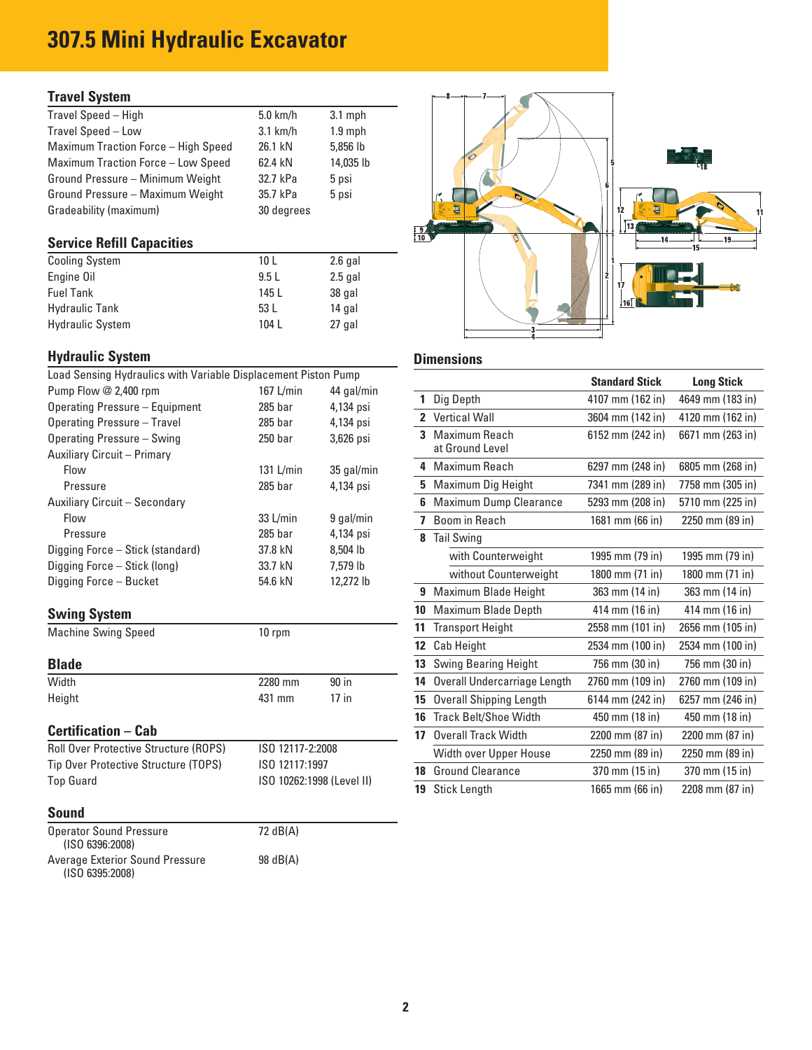# 307.5 Mini Hydraulic Excavator

## Travel System

| | | |
|---|---|---|
| Travel Speed – High | 5.0 km/h | 3.1 mph |
| Travel Speed – Low | 3.1 km/h | 1.9 mph |
| Maximum Traction Force – High Speed | 26.1 kN | 5,856 lb |
| Maximum Traction Force – Low Speed | 62.4 kN | 14,035 lb |
| Ground Pressure – Minimum Weight | 32.7 kPa | 5 psi |
| Ground Pressure – Maximum Weight | 35.7 kPa | 5 psi |
| Gradeability (maximum) | 30 degrees | |

## Service Refill Capacities

| | | |
|---|---|---|
| Cooling System | 10 L | 2.6 gal |
| Engine Oil | 9.5 L | 2.5 gal |
| Fuel Tank | 145 L | 38 gal |
| Hydraulic Tank | 53 L | 14 gal |
| Hydraulic System | 104 L | 27 gal |

## Hydraulic System

| | | |
|---|---|---|
| Load Sensing Hydraulics with Variable Displacement Piston Pump | | |
| Pump Flow @ 2,400 rpm | 167 L/min | 44 gal/min |
| Operating Pressure – Equipment | 285 bar | 4,134 psi |
| Operating Pressure – Travel | 285 bar | 4,134 psi |
| Operating Pressure – Swing | 250 bar | 3,626 psi |
| Auxiliary Circuit – Primary | | |
| Flow | 131 L/min | 35 gal/min |
| Pressure | 285 bar | 4,134 psi |
| Auxiliary Circuit – Secondary | | |
| Flow | 33 L/min | 9 gal/min |
| Pressure | 285 bar | 4,134 psi |
| Digging Force – Stick (standard) | 37.8 kN | 8,504 lb |
| Digging Force – Stick (long) | 33.7 kN | 7,579 lb |
| Digging Force – Bucket | 54.6 kN | 12,272 lb |

## Swing System

| | |
|---|---|
| Machine Swing Speed | 10 rpm |

## Blade

| | | |
|---|---|---|
| Width | 2280 mm | 90 in |
| Height | 431 mm | 17 in |

## Certification – Cab

| | |
|---|---|
| Roll Over Protective Structure (ROPS) | ISO 12117-2:2008 |
| Tip Over Protective Structure (TOPS) | ISO 12117:1997 |
| Top Guard | ISO 10262:1998 (Level II) |

## Sound

| | |
|---|---|
| Operator Sound Pressure (ISO 6396:2008) | 72 dB(A) |
| Average Exterior Sound Pressure (ISO 6395:2008) | 98 dB(A) |

## Dimensions

| | | Standard Stick | Long Stick |
|---|---|---|---|
| 1 | Dig Depth | 4107 mm (162 in) | 4649 mm (183 in) |
| 2 | Vertical Wall | 3604 mm (142 in) | 4120 mm (162 in) |
| 3 | Maximum Reach at Ground Level | 6152 mm (242 in) | 6671 mm (263 in) |
| 4 | Maximum Reach | 6297 mm (248 in) | 6805 mm (268 in) |
| 5 | Maximum Dig Height | 7341 mm (289 in) | 7758 mm (305 in) |
| 6 | Maximum Dump Clearance | 5293 mm (208 in) | 5710 mm (225 in) |
| 7 | Boom in Reach | 1681 mm (66 in) | 2250 mm (89 in) |
| 8 | Tail Swing | | |
| | with Counterweight | 1995 mm (79 in) | 1995 mm (79 in) |
| | without Counterweight | 1800 mm (71 in) | 1800 mm (71 in) |
| 9 | Maximum Blade Height | 363 mm (14 in) | 363 mm (14 in) |
| 10 | Maximum Blade Depth | 414 mm (16 in) | 414 mm (16 in) |
| 11 | Transport Height | 2558 mm (101 in) | 2656 mm (105 in) |
| 12 | Cab Height | 2534 mm (100 in) | 2534 mm (100 in) |
| 13 | Swing Bearing Height | 756 mm (30 in) | 756 mm (30 in) |
| 14 | Overall Undercarriage Length | 2760 mm (109 in) | 2760 mm (109 in) |
| 15 | Overall Shipping Length | 6144 mm (242 in) | 6257 mm (246 in) |
| 16 | Track Belt/Shoe Width | 450 mm (18 in) | 450 mm (18 in) |
| 17 | Overall Track Width | 2200 mm (87 in) | 2200 mm (87 in) |
| | Width over Upper House | 2250 mm (89 in) | 2250 mm (89 in) |
| 18 | Ground Clearance | 370 mm (15 in) | 370 mm (15 in) |
| 19 | Stick Length | 1665 mm (66 in) | 2208 mm (87 in) |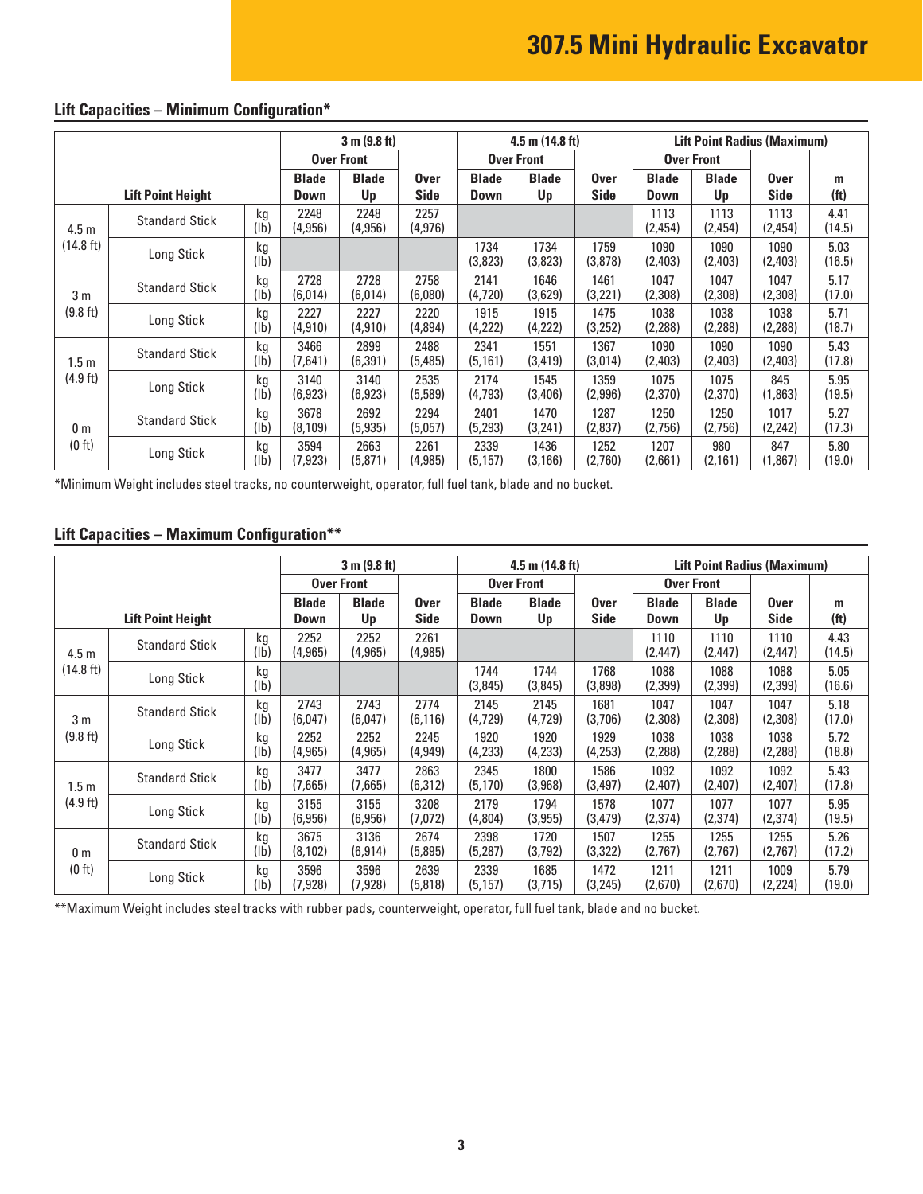## Lift Capacities – Minimum Configuration*

| Lift Point Height | | | 3 m (9.8 ft) | | | 4.5 m (14.8 ft) | | | Lift Point Radius (Maximum) | | | |
|---|---|---|---|---|---|---|---|---|---|---|---|---|
| | | | Over Front | | | Over Front | | | Over Front | | | |
| | | | Blade Down | Blade Up | Over Side | Blade Down | Blade Up | Over Side | Blade Down | Blade Up | Over Side | m (ft) |
| 4.5 m (14.8 ft) | Standard Stick | kg (lb) | 2248 (4,956) | 2248 (4,956) | 2257 (4,976) | | | | 1113 (2,454) | 1113 (2,454) | 1113 (2,454) | 4.41 (14.5) |
| | Long Stick | kg (lb) | | | | 1734 (3,823) | 1734 (3,823) | 1759 (3,878) | 1090 (2,403) | 1090 (2,403) | 1090 (2,403) | 5.03 (16.5) |
| 3 m (9.8 ft) | Standard Stick | kg (lb) | 2728 (6,014) | 2728 (6,014) | 2758 (6,080) | 2141 (4,720) | 1646 (3,629) | 1461 (3,221) | 1047 (2,308) | 1047 (2,308) | 1047 (2,308) | 5.17 (17.0) |
| | Long Stick | kg (lb) | 2227 (4,910) | 2227 (4,910) | 2220 (4,894) | 1915 (4,222) | 1915 (4,222) | 1475 (3,252) | 1038 (2,288) | 1038 (2,288) | 1038 (2,288) | 5.71 (18.7) |
| 1.5 m (4.9 ft) | Standard Stick | kg (lb) | 3466 (7,641) | 2899 (6,391) | 2488 (5,485) | 2341 (5,161) | 1551 (3,419) | 1367 (3,014) | 1090 (2,403) | 1090 (2,403) | 1090 (2,403) | 5.43 (17.8) |
| | Long Stick | kg (lb) | 3140 (6,923) | 3140 (6,923) | 2535 (5,589) | 2174 (4,793) | 1545 (3,406) | 1359 (2,996) | 1075 (2,370) | 1075 (2,370) | 845 (1,863) | 5.95 (19.5) |
| 0 m (0 ft) | Standard Stick | kg (lb) | 3678 (8,109) | 2692 (5,935) | 2294 (5,057) | 2401 (5,293) | 1470 (3,241) | 1287 (2,837) | 1250 (2,756) | 1250 (2,756) | 1017 (2,242) | 5.27 (17.3) |
| | Long Stick | kg (lb) | 3594 (7,923) | 2663 (5,871) | 2261 (4,985) | 2339 (5,157) | 1436 (3,166) | 1252 (2,760) | 1207 (2,661) | 980 (2,161) | 847 (1,867) | 5.80 (19.0) |

*Minimum Weight includes steel tracks, no counterweight, operator, full fuel tank, blade and no bucket.

## Lift Capacities – Maximum Configuration**

| Lift Point Height | | | 3 m (9.8 ft) | | | 4.5 m (14.8 ft) | | | Lift Point Radius (Maximum) | | | |
|---|---|---|---|---|---|---|---|---|---|---|---|---|
| | | | Over Front | | | Over Front | | | Over Front | | | |
| | | | Blade Down | Blade Up | Over Side | Blade Down | Blade Up | Over Side | Blade Down | Blade Up | Over Side | m (ft) |
| 4.5 m (14.8 ft) | Standard Stick | kg (lb) | 2252 (4,965) | 2252 (4,965) | 2261 (4,985) | | | | 1110 (2,447) | 1110 (2,447) | 1110 (2,447) | 4.43 (14.5) |
| | Long Stick | kg (lb) | | | | 1744 (3,845) | 1744 (3,845) | 1768 (3,898) | 1088 (2,399) | 1088 (2,399) | 1088 (2,399) | 5.05 (16.6) |
| 3 m (9.8 ft) | Standard Stick | kg (lb) | 2743 (6,047) | 2743 (6,047) | 2774 (6,116) | 2145 (4,729) | 2145 (4,729) | 1681 (3,706) | 1047 (2,308) | 1047 (2,308) | 1047 (2,308) | 5.18 (17.0) |
| | Long Stick | kg (lb) | 2252 (4,965) | 2252 (4,965) | 2245 (4,949) | 1920 (4,233) | 1920 (4,233) | 1929 (4,253) | 1038 (2,288) | 1038 (2,288) | 1038 (2,288) | 5.72 (18.8) |
| 1.5 m (4.9 ft) | Standard Stick | kg (lb) | 3477 (7,665) | 3477 (7,665) | 2863 (6,312) | 2345 (5,170) | 1800 (3,968) | 1586 (3,497) | 1092 (2,407) | 1092 (2,407) | 1092 (2,407) | 5.43 (17.8) |
| | Long Stick | kg (lb) | 3155 (6,956) | 3155 (6,956) | 3208 (7,072) | 2179 (4,804) | 1794 (3,955) | 1578 (3,479) | 1077 (2,374) | 1077 (2,374) | 1077 (2,374) | 5.95 (19.5) |
| 0 m (0 ft) | Standard Stick | kg (lb) | 3675 (8,102) | 3136 (6,914) | 2674 (5,895) | 2398 (5,287) | 1720 (3,792) | 1507 (3,322) | 1255 (2,767) | 1255 (2,767) | 1255 (2,767) | 5.26 (17.2) |
| | Long Stick | kg (lb) | 3596 (7,928) | 3596 (7,928) | 2639 (5,818) | 2339 (5,157) | 1685 (3,715) | 1472 (3,245) | 1211 (2,670) | 1211 (2,670) | 1009 (2,224) | 5.79 (19.0) |

**Maximum Weight includes steel tracks with rubber pads, counterweight, operator, full fuel tank, blade and no bucket.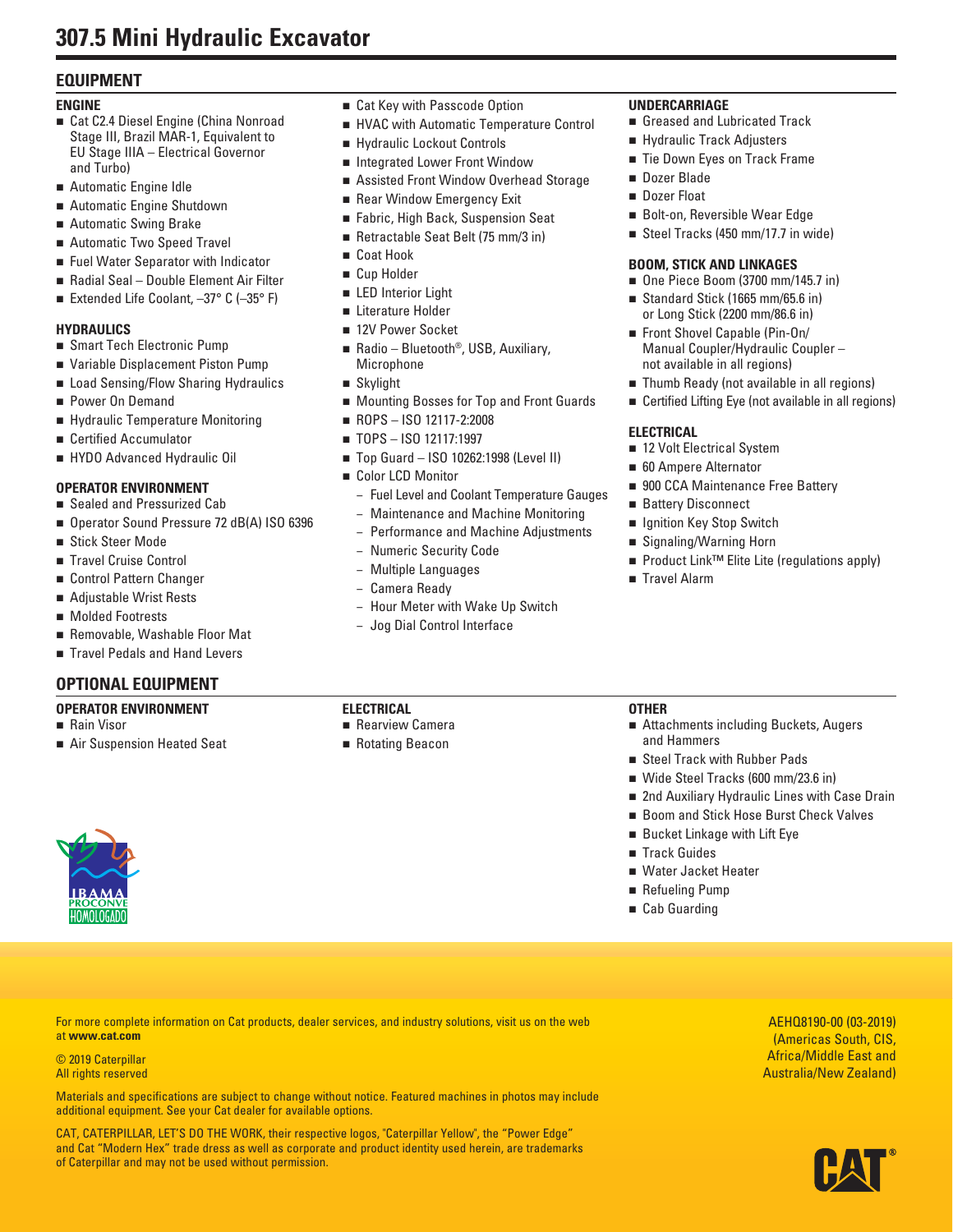# 307.5 Mini Hydraulic Excavator

## EQUIPMENT

### ENGINE

- Cat C2.4 Diesel Engine (China Nonroad Stage III, Brazil MAR-1, Equivalent to EU Stage IIIA – Electrical Governor and Turbo)
- Automatic Engine Idle
- Automatic Engine Shutdown
- Automatic Swing Brake
- Automatic Two Speed Travel
- Fuel Water Separator with Indicator
- Radial Seal – Double Element Air Filter
- Extended Life Coolant, –37° C (–35° F)

### HYDRAULICS

- Smart Tech Electronic Pump
- Variable Displacement Piston Pump
- Load Sensing/Flow Sharing Hydraulics
- Power On Demand
- Hydraulic Temperature Monitoring
- Certified Accumulator
- HYDO Advanced Hydraulic Oil

### OPERATOR ENVIRONMENT

- Sealed and Pressurized Cab
- Operator Sound Pressure 72 dB(A) ISO 6396
- Stick Steer Mode
- Travel Cruise Control
- Control Pattern Changer
- Adjustable Wrist Rests
- Molded Footrests
- Removable, Washable Floor Mat
- Travel Pedals and Hand Levers
- Cat Key with Passcode Option
- HVAC with Automatic Temperature Control
- Hydraulic Lockout Controls
- Integrated Lower Front Window
- Assisted Front Window Overhead Storage
- Rear Window Emergency Exit
- Fabric, High Back, Suspension Seat
- Retractable Seat Belt (75 mm/3 in)
- Coat Hook
- Cup Holder
- LED Interior Light
- Literature Holder
- 12V Power Socket
- Radio – Bluetooth®, USB, Auxiliary, Microphone
- Skylight
- Mounting Bosses for Top and Front Guards
- ROPS – ISO 12117-2:2008
- TOPS – ISO 12117:1997
- Top Guard – ISO 10262:1998 (Level II)
- Color LCD Monitor
  - Fuel Level and Coolant Temperature Gauges
  - Maintenance and Machine Monitoring
  - Performance and Machine Adjustments
  - Numeric Security Code
  - Multiple Languages
  - Camera Ready
  - Hour Meter with Wake Up Switch
  - Jog Dial Control Interface

### UNDERCARRIAGE

- Greased and Lubricated Track
- Hydraulic Track Adjusters
- Tie Down Eyes on Track Frame
- Dozer Blade
- Dozer Float
- Bolt-on, Reversible Wear Edge
- Steel Tracks (450 mm/17.7 in wide)

### BOOM, STICK AND LINKAGES

- One Piece Boom (3700 mm/145.7 in)
- Standard Stick (1665 mm/65.6 in) or Long Stick (2200 mm/86.6 in)
- Front Shovel Capable (Pin-On/ Manual Coupler/Hydraulic Coupler – not available in all regions)
- Thumb Ready (not available in all regions)
- Certified Lifting Eye (not available in all regions)

### ELECTRICAL

- 12 Volt Electrical System
- 60 Ampere Alternator
- 900 CCA Maintenance Free Battery
- Battery Disconnect
- Ignition Key Stop Switch
- Signaling/Warning Horn
- Product Link™ Elite Lite (regulations apply)
- Travel Alarm

## OPTIONAL EQUIPMENT

### OPERATOR ENVIRONMENT

- Rain Visor
- Air Suspension Heated Seat

### ELECTRICAL

- Rearview Camera
- Rotating Beacon

### OTHER

- Attachments including Buckets, Augers and Hammers
- Steel Track with Rubber Pads
- Wide Steel Tracks (600 mm/23.6 in)
- 2nd Auxiliary Hydraulic Lines with Case Drain
- Boom and Stick Hose Burst Check Valves
- Bucket Linkage with Lift Eye
- Track Guides
- Water Jacket Heater
- Refueling Pump
- Cab Guarding

IBAMA PROCONVE HOMOLOGADO

For more complete information on Cat products, dealer services, and industry solutions, visit us on the web at **www.cat.com**

© 2019 Caterpillar
All rights reserved

Materials and specifications are subject to change without notice. Featured machines in photos may include additional equipment. See your Cat dealer for available options.

CAT, CATERPILLAR, LET'S DO THE WORK, their respective logos, "Caterpillar Yellow", the "Power Edge" and Cat "Modern Hex" trade dress as well as corporate and product identity used herein, are trademarks of Caterpillar and may not be used without permission.

AEHQ8190-00 (03-2019)
(Americas South, CIS, Africa/Middle East and Australia/New Zealand)

CAT®